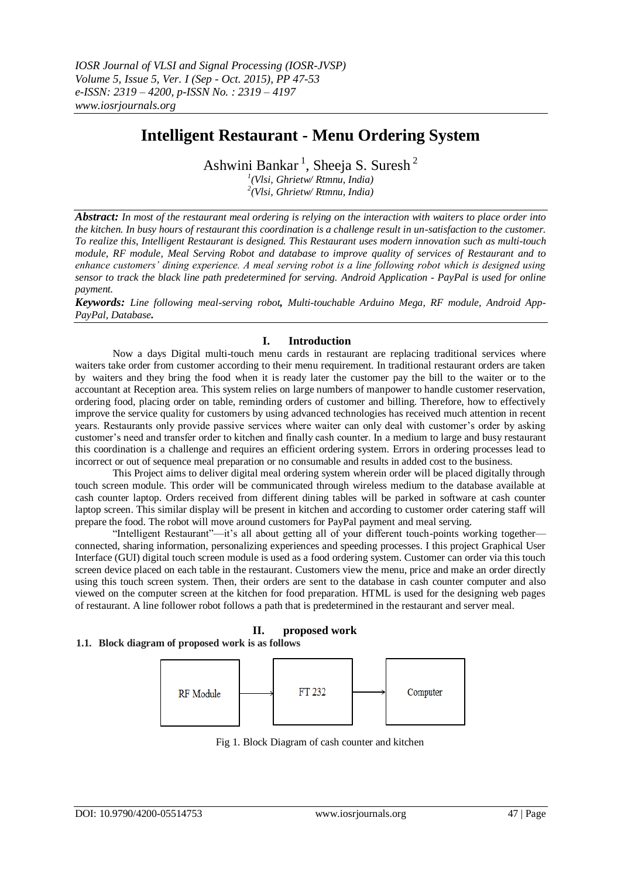# Intelligent Restaurant - Menu Ordering System

Ashwini Bankar [1], Sheeja S. Suresh [2]

[1](Vlsi, Ghrietw/ Rtmnu, India)
[2](Vlsi, Ghrietw/ Rtmnu, India)

***Abstract:*** *In most of the restaurant meal ordering is relying on the interaction with waiters to place order into the kitchen. In busy hours of restaurant this coordination is a challenge result in un-satisfaction to the customer. To realize this, Intelligent Restaurant is designed. This Restaurant uses modern innovation such as multi-touch module, RF module, Meal Serving Robot and database to improve quality of services of Restaurant and to enhance customers' dining experience. A meal serving robot is a line following robot which is designed using sensor to track the black line path predetermined for serving. Android Application - PayPal is used for online payment.*

***Keywords:*** *Line following meal-serving robot**,** Multi-touchable Arduino Mega, RF module, Android App-PayPal, Database**.***

## I. Introduction

Now a days Digital multi-touch menu cards in restaurant are replacing traditional services where waiters take order from customer according to their menu requirement. In traditional restaurant orders are taken by waiters and they bring the food when it is ready later the customer pay the bill to the waiter or to the accountant at Reception area. This system relies on large numbers of manpower to handle customer reservation, ordering food, placing order on table, reminding orders of customer and billing. Therefore, how to effectively improve the service quality for customers by using advanced technologies has received much attention in recent years. Restaurants only provide passive services where waiter can only deal with customer's order by asking customer's need and transfer order to kitchen and finally cash counter. In a medium to large and busy restaurant this coordination is a challenge and requires an efficient ordering system. Errors in ordering processes lead to incorrect or out of sequence meal preparation or no consumable and results in added cost to the business.

This Project aims to deliver digital meal ordering system wherein order will be placed digitally through touch screen module. This order will be communicated through wireless medium to the database available at cash counter laptop. Orders received from different dining tables will be parked in software at cash counter laptop screen. This similar display will be present in kitchen and according to customer order catering staff will prepare the food. The robot will move around customers for PayPal payment and meal serving.

"Intelligent Restaurant"—it's all about getting all of your different touch-points working together—connected, sharing information, personalizing experiences and speeding processes. I this project Graphical User Interface (GUI) digital touch screen module is used as a food ordering system. Customer can order via this touch screen device placed on each table in the restaurant. Customers view the menu, price and make an order directly using this touch screen system. Then, their orders are sent to the database in cash counter computer and also viewed on the computer screen at the kitchen for food preparation. HTML is used for the designing web pages of restaurant. A line follower robot follows a path that is predetermined in the restaurant and server meal.

## II. proposed work

### 1.1. Block diagram of proposed work is as follows

RF Module → FT 232 → Computer

Fig 1. Block Diagram of cash counter and kitchen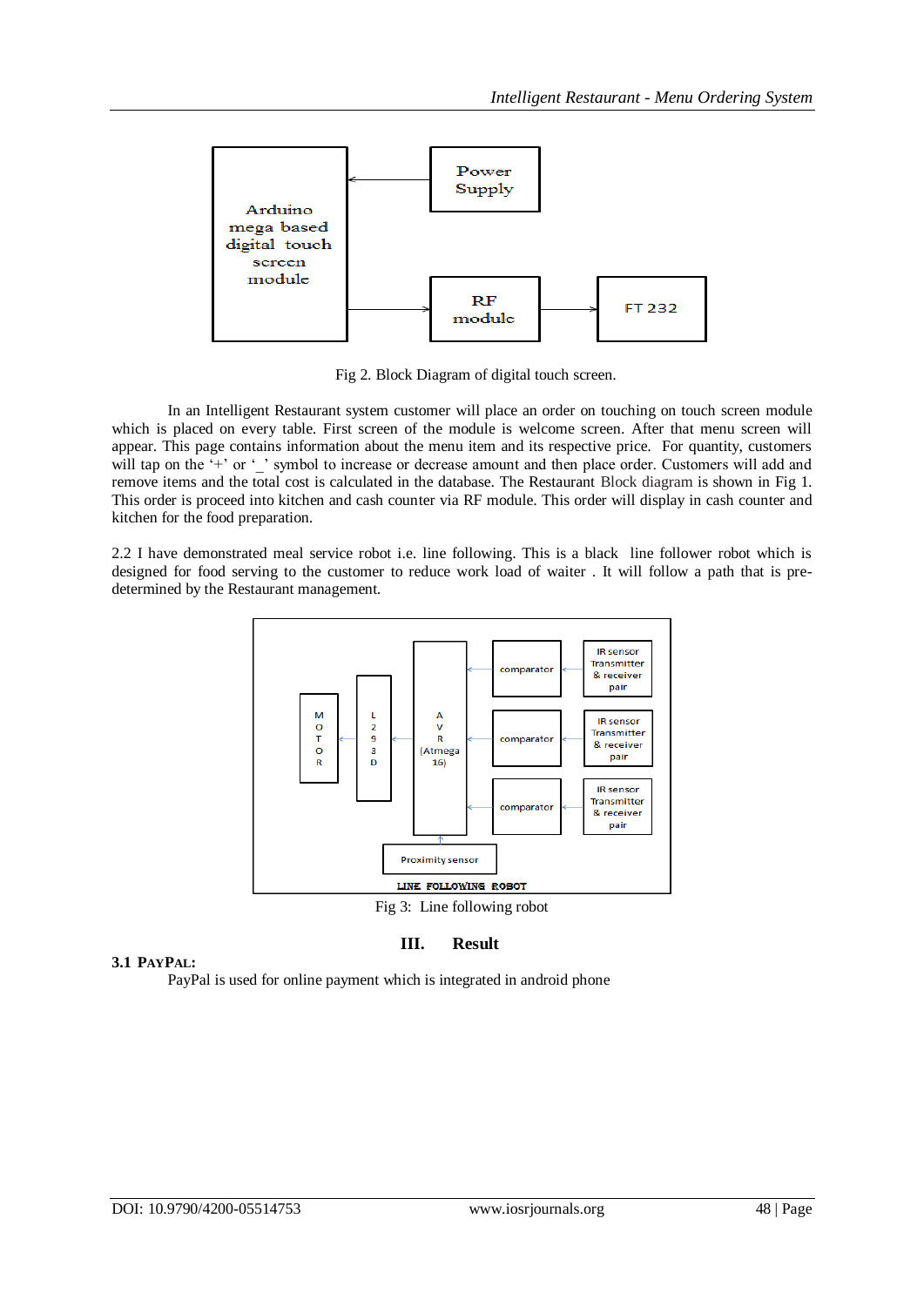Fig 2. Block Diagram of digital touch screen.

In an Intelligent Restaurant system customer will place an order on touching on touch screen module which is placed on every table. First screen of the module is welcome screen. After that menu screen will appear. This page contains information about the menu item and its respective price. For quantity, customers will tap on the '+' or '_' symbol to increase or decrease amount and then place order. Customers will add and remove items and the total cost is calculated in the database. The Restaurant Block diagram is shown in Fig 1. This order is proceed into kitchen and cash counter via RF module. This order will display in cash counter and kitchen for the food preparation.

2.2 I have demonstrated meal service robot i.e. line following. This is a black line follower robot which is designed for food serving to the customer to reduce work load of waiter . It will follow a path that is pre-determined by the Restaurant management.

Fig 3: Line following robot

## III. Result

### 3.1 PayPal:

PayPal is used for online payment which is integrated in android phone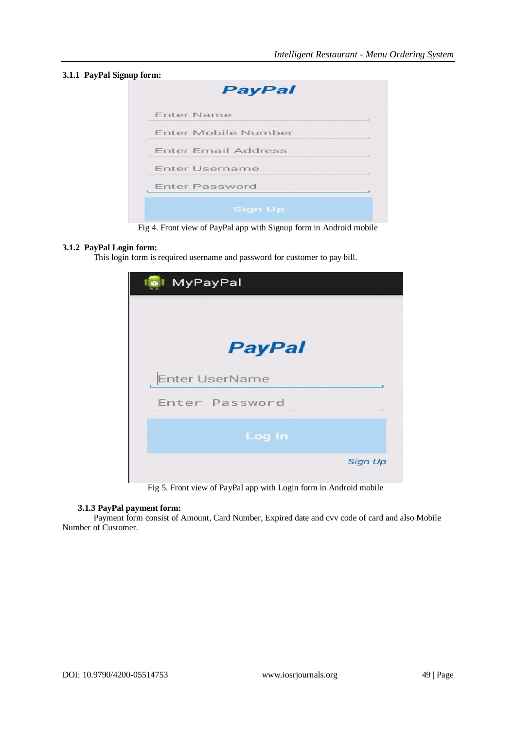#### 3.1.1 PayPal Signup form:

Fig 4. Front view of PayPal app with Signup form in Android mobile

#### 3.1.2 PayPal Login form:

This login form is required username and password for customer to pay bill.

Fig 5. Front view of PayPal app with Login form in Android mobile

#### 3.1.3 PayPal payment form:

Payment form consist of Amount, Card Number, Expired date and cvv code of card and also Mobile Number of Customer.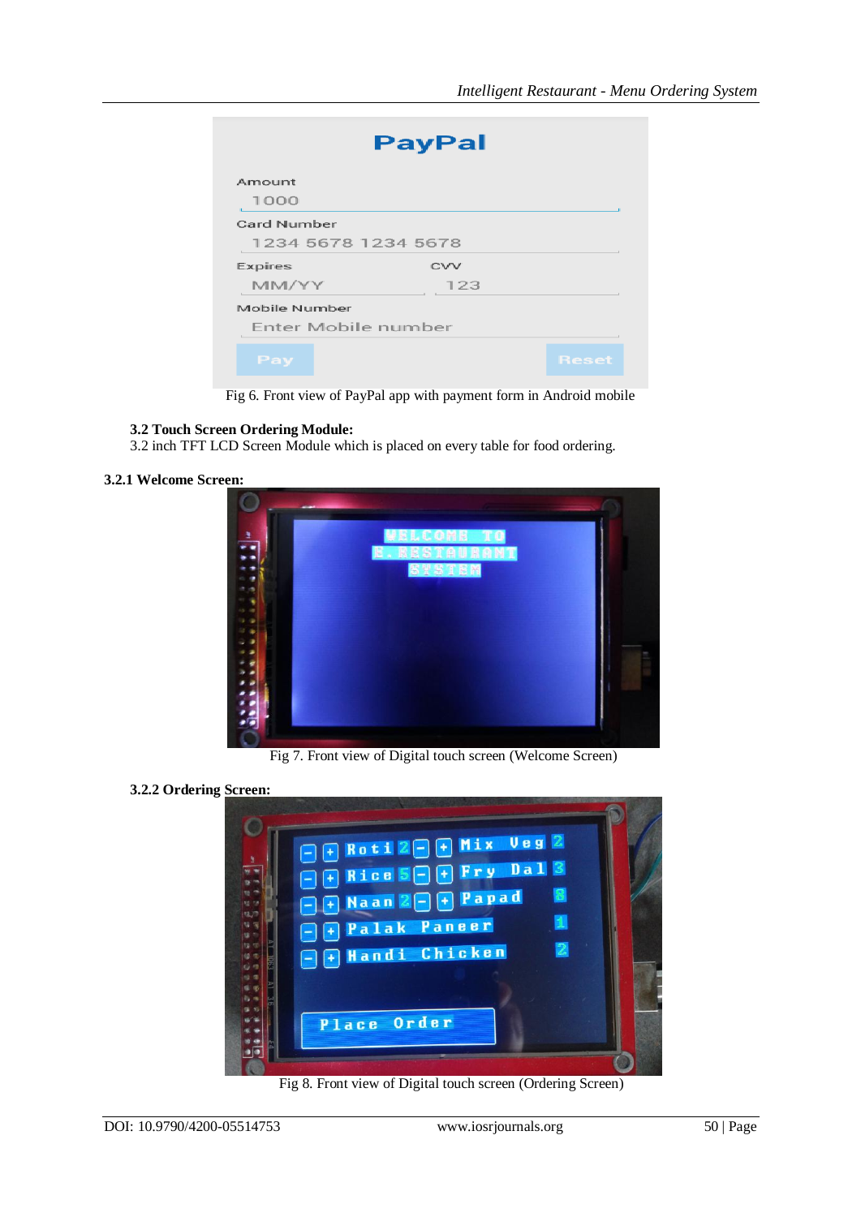Fig 6. Front view of PayPal app with payment form in Android mobile

**3.2 Touch Screen Ordering Module:**
3.2 inch TFT LCD Screen Module which is placed on every table for food ordering.

**3.2.1 Welcome Screen:**

Fig 7. Front view of Digital touch screen (Welcome Screen)

**3.2.2 Ordering Screen:**

Fig 8. Front view of Digital touch screen (Ordering Screen)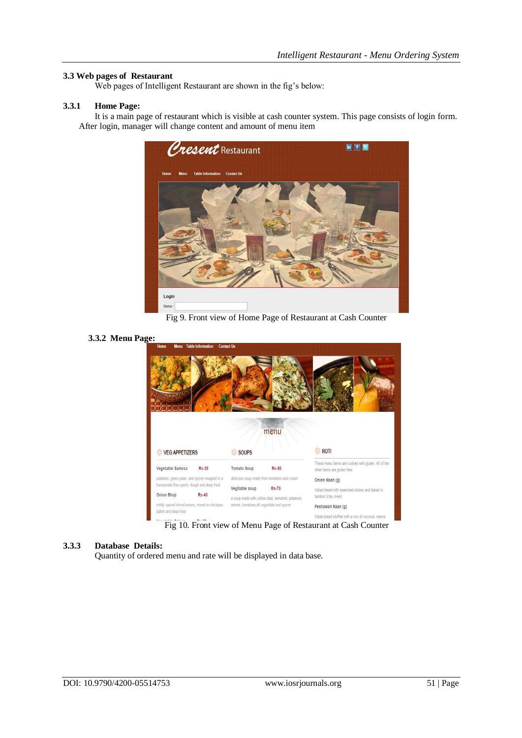### 3.3 Web pages of Restaurant

Web pages of Intelligent Restaurant are shown in the fig's below:

#### 3.3.1 Home Page:

It is a main page of restaurant which is visible at cash counter system. This page consists of login form. After login, manager will change content and amount of menu item

Fig 9. Front view of Home Page of Restaurant at Cash Counter

#### 3.3.2 Menu Page:

Fig 10. Front view of Menu Page of Restaurant at Cash Counter

#### 3.3.3 Database Details:

Quantity of ordered menu and rate will be displayed in data base.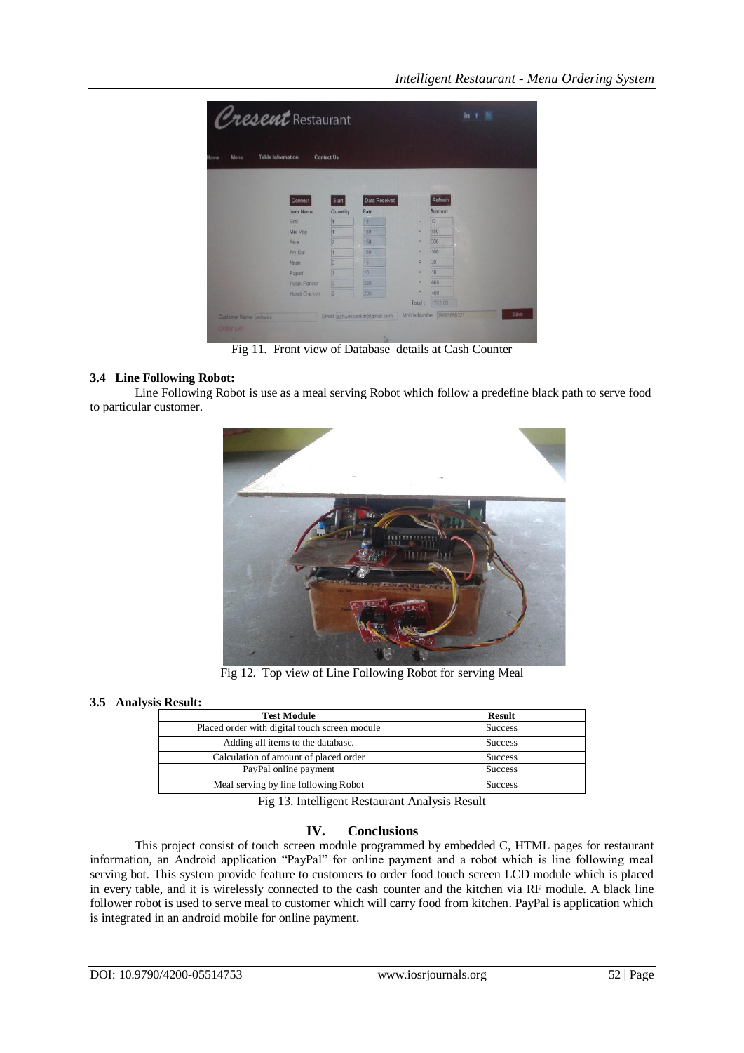Fig 11. Front view of Database details at Cash Counter

### 3.4 Line Following Robot:

Line Following Robot is use as a meal serving Robot which follow a predefine black path to serve food to particular customer.

Fig 12. Top view of Line Following Robot for serving Meal

### 3.5 Analysis Result:

| Test Module | Result |
|---|---|
| Placed order with digital touch screen module | Success |
| Adding all items to the database. | Success |
| Calculation of amount of placed order | Success |
| PayPal online payment | Success |
| Meal serving by line following Robot | Success |

Fig 13. Intelligent Restaurant Analysis Result

## IV. Conclusions

This project consist of touch screen module programmed by embedded C, HTML pages for restaurant information, an Android application "PayPal" for online payment and a robot which is line following meal serving bot. This system provide feature to customers to order food touch screen LCD module which is placed in every table, and it is wirelessly connected to the cash counter and the kitchen via RF module. A black line follower robot is used to serve meal to customer which will carry food from kitchen. PayPal is application which is integrated in an android mobile for online payment.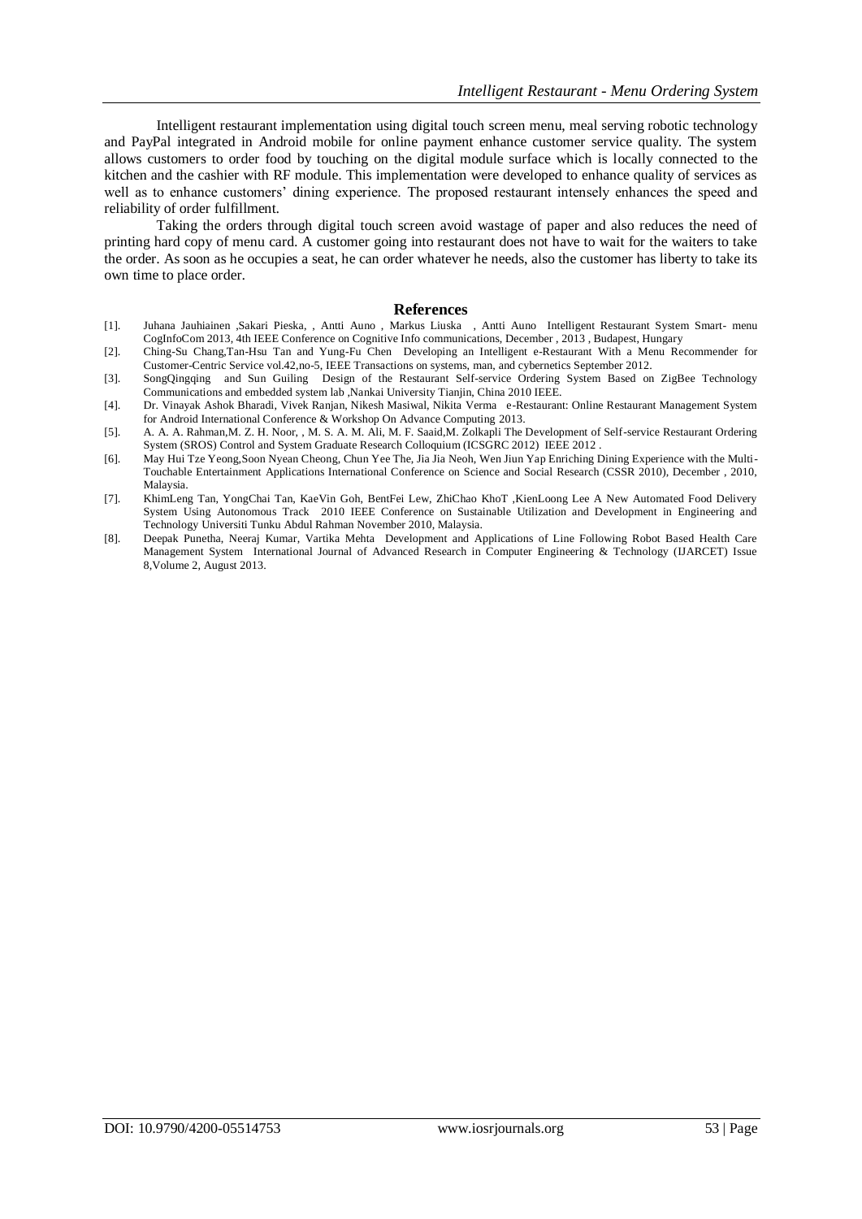Intelligent restaurant implementation using digital touch screen menu, meal serving robotic technology and PayPal integrated in Android mobile for online payment enhance customer service quality. The system allows customers to order food by touching on the digital module surface which is locally connected to the kitchen and the cashier with RF module. This implementation were developed to enhance quality of services as well as to enhance customers' dining experience. The proposed restaurant intensely enhances the speed and reliability of order fulfillment.

Taking the orders through digital touch screen avoid wastage of paper and also reduces the need of printing hard copy of menu card. A customer going into restaurant does not have to wait for the waiters to take the order. As soon as he occupies a seat, he can order whatever he needs, also the customer has liberty to take its own time to place order.

## References

[1]. Juhana Jauhiainen ,Sakari Pieska, , Antti Auno , Markus Liuska , Antti Auno Intelligent Restaurant System Smart- menu CogInfoCom 2013, 4th IEEE Conference on Cognitive Info communications, December , 2013 , Budapest, Hungary

[2]. Ching-Su Chang,Tan-Hsu Tan and Yung-Fu Chen Developing an Intelligent e-Restaurant With a Menu Recommender for Customer-Centric Service vol.42,no-5, IEEE Transactions on systems, man, and cybernetics September 2012.

[3]. SongQingqing and Sun Guiling Design of the Restaurant Self-service Ordering System Based on ZigBee Technology Communications and embedded system lab ,Nankai University Tianjin, China 2010 IEEE.

[4]. Dr. Vinayak Ashok Bharadi, Vivek Ranjan, Nikesh Masiwal, Nikita Verma e-Restaurant: Online Restaurant Management System for Android International Conference & Workshop On Advance Computing 2013.

[5]. A. A. A. Rahman,M. Z. H. Noor, , M. S. A. M. Ali, M. F. Saaid,M. Zolkapli The Development of Self-service Restaurant Ordering System (SROS) Control and System Graduate Research Colloquium (ICSGRC 2012) IEEE 2012 .

[6]. May Hui Tze Yeong,Soon Nyean Cheong, Chun Yee The, Jia Jia Neoh, Wen Jiun Yap Enriching Dining Experience with the Multi-Touchable Entertainment Applications International Conference on Science and Social Research (CSSR 2010), December , 2010, Malaysia.

[7]. KhimLeng Tan, YongChai Tan, KaeVin Goh, BentFei Lew, ZhiChao KhoT ,KienLoong Lee A New Automated Food Delivery System Using Autonomous Track 2010 IEEE Conference on Sustainable Utilization and Development in Engineering and Technology Universiti Tunku Abdul Rahman November 2010, Malaysia.

[8]. Deepak Punetha, Neeraj Kumar, Vartika Mehta Development and Applications of Line Following Robot Based Health Care Management System International Journal of Advanced Research in Computer Engineering & Technology (IJARCET) Issue 8,Volume 2, August 2013.